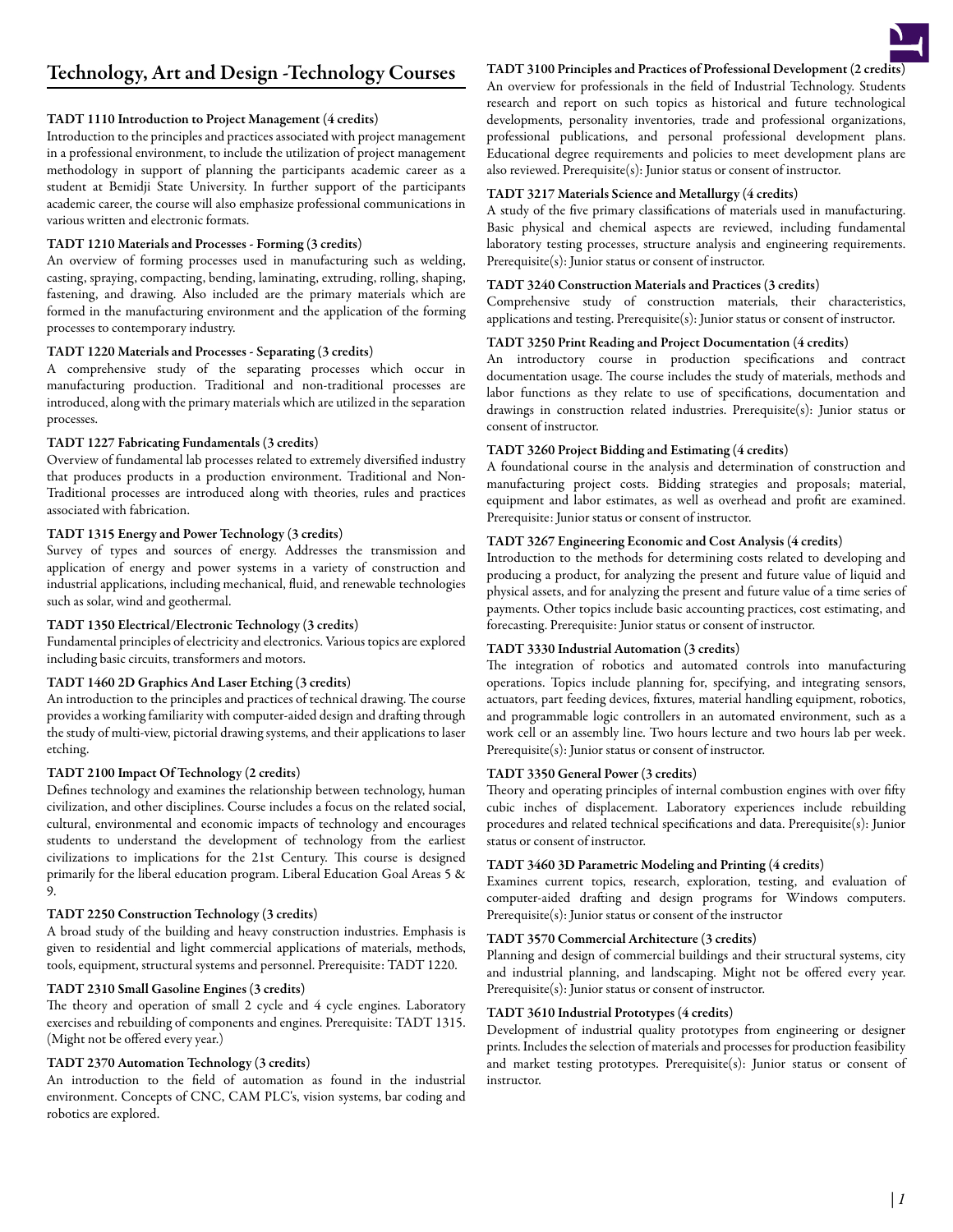# Technology, Art and Design -Technology Courses

**TADT 1110 Introduction to Project Management (4 credits)**
Introduction to the principles and practices associated with project management in a professional environment, to include the utilization of project management methodology in support of planning the participants academic career as a student at Bemidji State University. In further support of the participants academic career, the course will also emphasize professional communications in various written and electronic formats.

**TADT 1210 Materials and Processes - Forming (3 credits)**
An overview of forming processes used in manufacturing such as welding, casting, spraying, compacting, bending, laminating, extruding, rolling, shaping, fastening, and drawing. Also included are the primary materials which are formed in the manufacturing environment and the application of the forming processes to contemporary industry.

**TADT 1220 Materials and Processes - Separating (3 credits)**
A comprehensive study of the separating processes which occur in manufacturing production. Traditional and non-traditional processes are introduced, along with the primary materials which are utilized in the separation processes.

**TADT 1227 Fabricating Fundamentals (3 credits)**
Overview of fundamental lab processes related to extremely diversified industry that produces products in a production environment. Traditional and Non-Traditional processes are introduced along with theories, rules and practices associated with fabrication.

**TADT 1315 Energy and Power Technology (3 credits)**
Survey of types and sources of energy. Addresses the transmission and application of energy and power systems in a variety of construction and industrial applications, including mechanical, fluid, and renewable technologies such as solar, wind and geothermal.

**TADT 1350 Electrical/Electronic Technology (3 credits)**
Fundamental principles of electricity and electronics. Various topics are explored including basic circuits, transformers and motors.

**TADT 1460 2D Graphics And Laser Etching (3 credits)**
An introduction to the principles and practices of technical drawing. The course provides a working familiarity with computer-aided design and drafting through the study of multi-view, pictorial drawing systems, and their applications to laser etching.

**TADT 2100 Impact Of Technology (2 credits)**
Defines technology and examines the relationship between technology, human civilization, and other disciplines. Course includes a focus on the related social, cultural, environmental and economic impacts of technology and encourages students to understand the development of technology from the earliest civilizations to implications for the 21st Century. This course is designed primarily for the liberal education program. Liberal Education Goal Areas 5 & 9.

**TADT 2250 Construction Technology (3 credits)**
A broad study of the building and heavy construction industries. Emphasis is given to residential and light commercial applications of materials, methods, tools, equipment, structural systems and personnel. Prerequisite: TADT 1220.

**TADT 2310 Small Gasoline Engines (3 credits)**
The theory and operation of small 2 cycle and 4 cycle engines. Laboratory exercises and rebuilding of components and engines. Prerequisite: TADT 1315. (Might not be offered every year.)

**TADT 2370 Automation Technology (3 credits)**
An introduction to the field of automation as found in the industrial environment. Concepts of CNC, CAM PLC's, vision systems, bar coding and robotics are explored.

**TADT 3100 Principles and Practices of Professional Development (2 credits)**
An overview for professionals in the field of Industrial Technology. Students research and report on such topics as historical and future technological developments, personality inventories, trade and professional organizations, professional publications, and personal professional development plans. Educational degree requirements and policies to meet development plans are also reviewed. Prerequisite(s): Junior status or consent of instructor.

**TADT 3217 Materials Science and Metallurgy (4 credits)**
A study of the five primary classifications of materials used in manufacturing. Basic physical and chemical aspects are reviewed, including fundamental laboratory testing processes, structure analysis and engineering requirements. Prerequisite(s): Junior status or consent of instructor.

**TADT 3240 Construction Materials and Practices (3 credits)**
Comprehensive study of construction materials, their characteristics, applications and testing. Prerequisite(s): Junior status or consent of instructor.

**TADT 3250 Print Reading and Project Documentation (4 credits)**
An introductory course in production specifications and contract documentation usage. The course includes the study of materials, methods and labor functions as they relate to use of specifications, documentation and drawings in construction related industries. Prerequisite(s): Junior status or consent of instructor.

**TADT 3260 Project Bidding and Estimating (4 credits)**
A foundational course in the analysis and determination of construction and manufacturing project costs. Bidding strategies and proposals; material, equipment and labor estimates, as well as overhead and profit are examined. Prerequisite: Junior status or consent of instructor.

**TADT 3267 Engineering Economic and Cost Analysis (4 credits)**
Introduction to the methods for determining costs related to developing and producing a product, for analyzing the present and future value of liquid and physical assets, and for analyzing the present and future value of a time series of payments. Other topics include basic accounting practices, cost estimating, and forecasting. Prerequisite: Junior status or consent of instructor.

**TADT 3330 Industrial Automation (3 credits)**
The integration of robotics and automated controls into manufacturing operations. Topics include planning for, specifying, and integrating sensors, actuators, part feeding devices, fixtures, material handling equipment, robotics, and programmable logic controllers in an automated environment, such as a work cell or an assembly line. Two hours lecture and two hours lab per week. Prerequisite(s): Junior status or consent of instructor.

**TADT 3350 General Power (3 credits)**
Theory and operating principles of internal combustion engines with over fifty cubic inches of displacement. Laboratory experiences include rebuilding procedures and related technical specifications and data. Prerequisite(s): Junior status or consent of instructor.

**TADT 3460 3D Parametric Modeling and Printing (4 credits)**
Examines current topics, research, exploration, testing, and evaluation of computer-aided drafting and design programs for Windows computers. Prerequisite(s): Junior status or consent of the instructor

**TADT 3570 Commercial Architecture (3 credits)**
Planning and design of commercial buildings and their structural systems, city and industrial planning, and landscaping. Might not be offered every year. Prerequisite(s): Junior status or consent of instructor.

**TADT 3610 Industrial Prototypes (4 credits)**
Development of industrial quality prototypes from engineering or designer prints. Includes the selection of materials and processes for production feasibility and market testing prototypes. Prerequisite(s): Junior status or consent of instructor.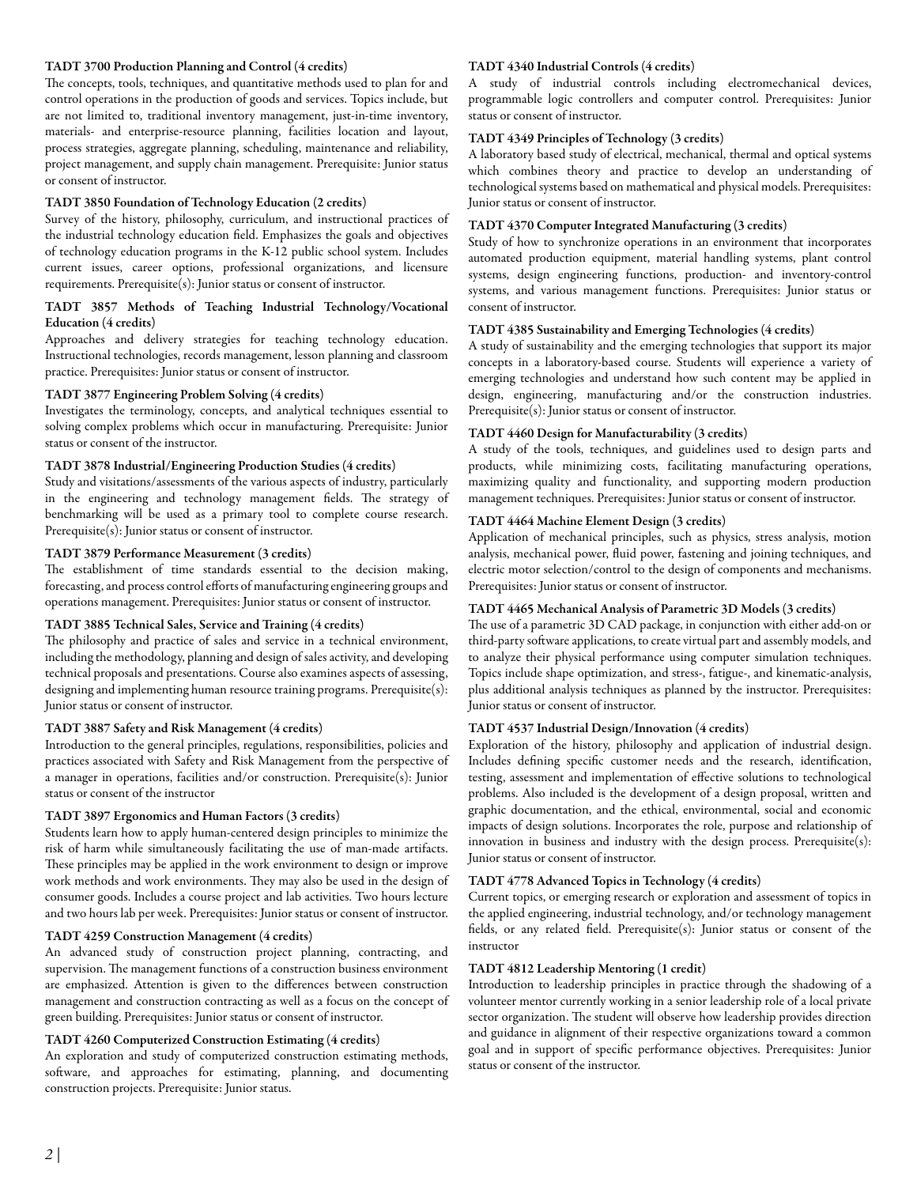**TADT 3700 Production Planning and Control (4 credits)**
The concepts, tools, techniques, and quantitative methods used to plan for and control operations in the production of goods and services. Topics include, but are not limited to, traditional inventory management, just-in-time inventory, materials- and enterprise-resource planning, facilities location and layout, process strategies, aggregate planning, scheduling, maintenance and reliability, project management, and supply chain management. Prerequisite: Junior status or consent of instructor.

**TADT 3850 Foundation of Technology Education (2 credits)**
Survey of the history, philosophy, curriculum, and instructional practices of the industrial technology education field. Emphasizes the goals and objectives of technology education programs in the K-12 public school system. Includes current issues, career options, professional organizations, and licensure requirements. Prerequisite(s): Junior status or consent of instructor.

**TADT 3857 Methods of Teaching Industrial Technology/Vocational Education (4 credits)**
Approaches and delivery strategies for teaching technology education. Instructional technologies, records management, lesson planning and classroom practice. Prerequisites: Junior status or consent of instructor.

**TADT 3877 Engineering Problem Solving (4 credits)**
Investigates the terminology, concepts, and analytical techniques essential to solving complex problems which occur in manufacturing. Prerequisite: Junior status or consent of the instructor.

**TADT 3878 Industrial/Engineering Production Studies (4 credits)**
Study and visitations/assessments of the various aspects of industry, particularly in the engineering and technology management fields. The strategy of benchmarking will be used as a primary tool to complete course research. Prerequisite(s): Junior status or consent of instructor.

**TADT 3879 Performance Measurement (3 credits)**
The establishment of time standards essential to the decision making, forecasting, and process control efforts of manufacturing engineering groups and operations management. Prerequisites: Junior status or consent of instructor.

**TADT 3885 Technical Sales, Service and Training (4 credits)**
The philosophy and practice of sales and service in a technical environment, including the methodology, planning and design of sales activity, and developing technical proposals and presentations. Course also examines aspects of assessing, designing and implementing human resource training programs. Prerequisite(s): Junior status or consent of instructor.

**TADT 3887 Safety and Risk Management (4 credits)**
Introduction to the general principles, regulations, responsibilities, policies and practices associated with Safety and Risk Management from the perspective of a manager in operations, facilities and/or construction. Prerequisite(s): Junior status or consent of the instructor

**TADT 3897 Ergonomics and Human Factors (3 credits)**
Students learn how to apply human-centered design principles to minimize the risk of harm while simultaneously facilitating the use of man-made artifacts. These principles may be applied in the work environment to design or improve work methods and work environments. They may also be used in the design of consumer goods. Includes a course project and lab activities. Two hours lecture and two hours lab per week. Prerequisites: Junior status or consent of instructor.

**TADT 4259 Construction Management (4 credits)**
An advanced study of construction project planning, contracting, and supervision. The management functions of a construction business environment are emphasized. Attention is given to the differences between construction management and construction contracting as well as a focus on the concept of green building. Prerequisites: Junior status or consent of instructor.

**TADT 4260 Computerized Construction Estimating (4 credits)**
An exploration and study of computerized construction estimating methods, software, and approaches for estimating, planning, and documenting construction projects. Prerequisite: Junior status.

**TADT 4340 Industrial Controls (4 credits)**
A study of industrial controls including electromechanical devices, programmable logic controllers and computer control. Prerequisites: Junior status or consent of instructor.

**TADT 4349 Principles of Technology (3 credits)**
A laboratory based study of electrical, mechanical, thermal and optical systems which combines theory and practice to develop an understanding of technological systems based on mathematical and physical models. Prerequisites: Junior status or consent of instructor.

**TADT 4370 Computer Integrated Manufacturing (3 credits)**
Study of how to synchronize operations in an environment that incorporates automated production equipment, material handling systems, plant control systems, design engineering functions, production- and inventory-control systems, and various management functions. Prerequisites: Junior status or consent of instructor.

**TADT 4385 Sustainability and Emerging Technologies (4 credits)**
A study of sustainability and the emerging technologies that support its major concepts in a laboratory-based course. Students will experience a variety of emerging technologies and understand how such content may be applied in design, engineering, manufacturing and/or the construction industries. Prerequisite(s): Junior status or consent of instructor.

**TADT 4460 Design for Manufacturability (3 credits)**
A study of the tools, techniques, and guidelines used to design parts and products, while minimizing costs, facilitating manufacturing operations, maximizing quality and functionality, and supporting modern production management techniques. Prerequisites: Junior status or consent of instructor.

**TADT 4464 Machine Element Design (3 credits)**
Application of mechanical principles, such as physics, stress analysis, motion analysis, mechanical power, fluid power, fastening and joining techniques, and electric motor selection/control to the design of components and mechanisms. Prerequisites: Junior status or consent of instructor.

**TADT 4465 Mechanical Analysis of Parametric 3D Models (3 credits)**
The use of a parametric 3D CAD package, in conjunction with either add-on or third-party software applications, to create virtual part and assembly models, and to analyze their physical performance using computer simulation techniques. Topics include shape optimization, and stress-, fatigue-, and kinematic-analysis, plus additional analysis techniques as planned by the instructor. Prerequisites: Junior status or consent of instructor.

**TADT 4537 Industrial Design/Innovation (4 credits)**
Exploration of the history, philosophy and application of industrial design. Includes defining specific customer needs and the research, identification, testing, assessment and implementation of effective solutions to technological problems. Also included is the development of a design proposal, written and graphic documentation, and the ethical, environmental, social and economic impacts of design solutions. Incorporates the role, purpose and relationship of innovation in business and industry with the design process. Prerequisite(s): Junior status or consent of instructor.

**TADT 4778 Advanced Topics in Technology (4 credits)**
Current topics, or emerging research or exploration and assessment of topics in the applied engineering, industrial technology, and/or technology management fields, or any related field. Prerequisite(s): Junior status or consent of the instructor

**TADT 4812 Leadership Mentoring (1 credit)**
Introduction to leadership principles in practice through the shadowing of a volunteer mentor currently working in a senior leadership role of a local private sector organization. The student will observe how leadership provides direction and guidance in alignment of their respective organizations toward a common goal and in support of specific performance objectives. Prerequisites: Junior status or consent of the instructor.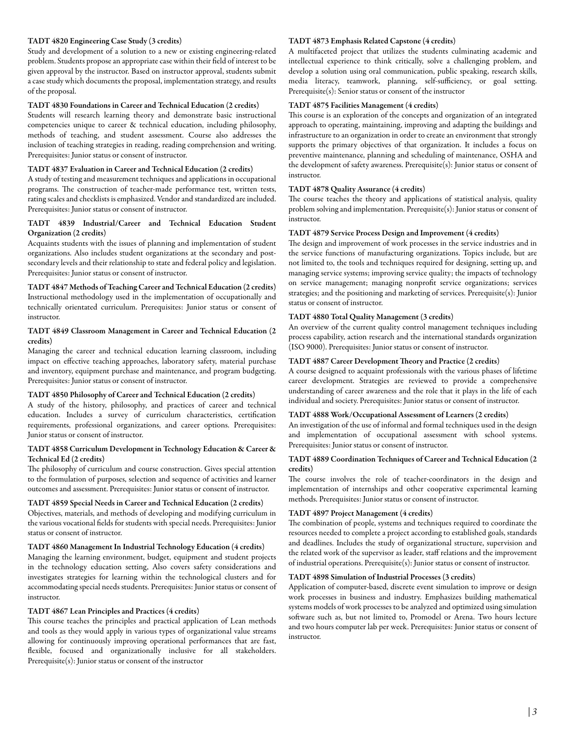**TADT 4820 Engineering Case Study (3 credits)**
Study and development of a solution to a new or existing engineering-related problem. Students propose an appropriate case within their field of interest to be given approval by the instructor. Based on instructor approval, students submit a case study which documents the proposal, implementation strategy, and results of the proposal.

**TADT 4830 Foundations in Career and Technical Education (2 credits)**
Students will research learning theory and demonstrate basic instructional competencies unique to career & technical education, including philosophy, methods of teaching, and student assessment. Course also addresses the inclusion of teaching strategies in reading, reading comprehension and writing. Prerequisites: Junior status or consent of instructor.

**TADT 4837 Evaluation in Career and Technical Education (2 credits)**
A study of testing and measurement techniques and applications in occupational programs. The construction of teacher-made performance test, written tests, rating scales and checklists is emphasized. Vendor and standardized are included. Prerequisites: Junior status or consent of instructor.

**TADT 4839 Industrial/Career and Technical Education Student Organization (2 credits)**
Acquaints students with the issues of planning and implementation of student organizations. Also includes student organizations at the secondary and post-secondary levels and their relationship to state and federal policy and legislation. Prerequisites: Junior status or consent of instructor.

**TADT 4847 Methods of Teaching Career and Technical Education (2 credits)**
Instructional methodology used in the implementation of occupationally and technically orientated curriculum. Prerequisites: Junior status or consent of instructor.

**TADT 4849 Classroom Management in Career and Technical Education (2 credits)**
Managing the career and technical education learning classroom, including impact on effective teaching approaches, laboratory safety, material purchase and inventory, equipment purchase and maintenance, and program budgeting. Prerequisites: Junior status or consent of instructor.

**TADT 4850 Philosophy of Career and Technical Education (2 credits)**
A study of the history, philosophy, and practices of career and technical education. Includes a survey of curriculum characteristics, certification requirements, professional organizations, and career options. Prerequisites: Junior status or consent of instructor.

**TADT 4858 Curriculum Development in Technology Education & Career & Technical Ed (2 credits)**
The philosophy of curriculum and course construction. Gives special attention to the formulation of purposes, selection and sequence of activities and learner outcomes and assessment. Prerequisites: Junior status or consent of instructor.

**TADT 4859 Special Needs in Career and Technical Education (2 credits)**
Objectives, materials, and methods of developing and modifying curriculum in the various vocational fields for students with special needs. Prerequisites: Junior status or consent of instructor.

**TADT 4860 Management In Industrial Technology Education (4 credits)**
Managing the learning environment, budget, equipment and student projects in the technology education setting, Also covers safety considerations and investigates strategies for learning within the technological clusters and for accommodating special needs students. Prerequisites: Junior status or consent of instructor.

**TADT 4867 Lean Principles and Practices (4 credits)**
This course teaches the principles and practical application of Lean methods and tools as they would apply in various types of organizational value streams allowing for continuously improving operational performances that are fast, flexible, focused and organizationally inclusive for all stakeholders. Prerequisite(s): Junior status or consent of the instructor

**TADT 4873 Emphasis Related Capstone (4 credits)**
A multifaceted project that utilizes the students culminating academic and intellectual experience to think critically, solve a challenging problem, and develop a solution using oral communication, public speaking, research skills, media literacy, teamwork, planning, self-sufficiency, or goal setting. Prerequisite(s): Senior status or consent of the instructor

**TADT 4875 Facilities Management (4 credits)**
This course is an exploration of the concepts and organization of an integrated approach to operating, maintaining, improving and adapting the buildings and infrastructure to an organization in order to create an environment that strongly supports the primary objectives of that organization. It includes a focus on preventive maintenance, planning and scheduling of maintenance, OSHA and the development of safety awareness. Prerequisite(s): Junior status or consent of instructor.

**TADT 4878 Quality Assurance (4 credits)**
The course teaches the theory and applications of statistical analysis, quality problem solving and implementation. Prerequisite(s): Junior status or consent of instructor.

**TADT 4879 Service Process Design and Improvement (4 credits)**
The design and improvement of work processes in the service industries and in the service functions of manufacturing organizations. Topics include, but are not limited to, the tools and techniques required for designing, setting up, and managing service systems; improving service quality; the impacts of technology on service management; managing nonprofit service organizations; services strategies; and the positioning and marketing of services. Prerequisite(s): Junior status or consent of instructor.

**TADT 4880 Total Quality Management (3 credits)**
An overview of the current quality control management techniques including process capability, action research and the international standards organization (ISO 9000). Prerequisites: Junior status or consent of instructor.

**TADT 4887 Career Development Theory and Practice (2 credits)**
A course designed to acquaint professionals with the various phases of lifetime career development. Strategies are reviewed to provide a comprehensive understanding of career awareness and the role that it plays in the life of each individual and society. Prerequisites: Junior status or consent of instructor.

**TADT 4888 Work/Occupational Assessment of Learners (2 credits)**
An investigation of the use of informal and formal techniques used in the design and implementation of occupational assessment with school systems. Prerequisites: Junior status or consent of instructor.

**TADT 4889 Coordination Techniques of Career and Technical Education (2 credits)**
The course involves the role of teacher-coordinators in the design and implementation of internships and other cooperative experimental learning methods. Prerequisites: Junior status or consent of instructor.

**TADT 4897 Project Management (4 credits)**
The combination of people, systems and techniques required to coordinate the resources needed to complete a project according to established goals, standards and deadlines. Includes the study of organizational structure, supervision and the related work of the supervisor as leader, staff relations and the improvement of industrial operations. Prerequisite(s): Junior status or consent of instructor.

**TADT 4898 Simulation of Industrial Processes (3 credits)**
Application of computer-based, discrete event simulation to improve or design work processes in business and industry. Emphasizes building mathematical systems models of work processes to be analyzed and optimized using simulation software such as, but not limited to, Promodel or Arena. Two hours lecture and two hours computer lab per week. Prerequisites: Junior status or consent of instructor.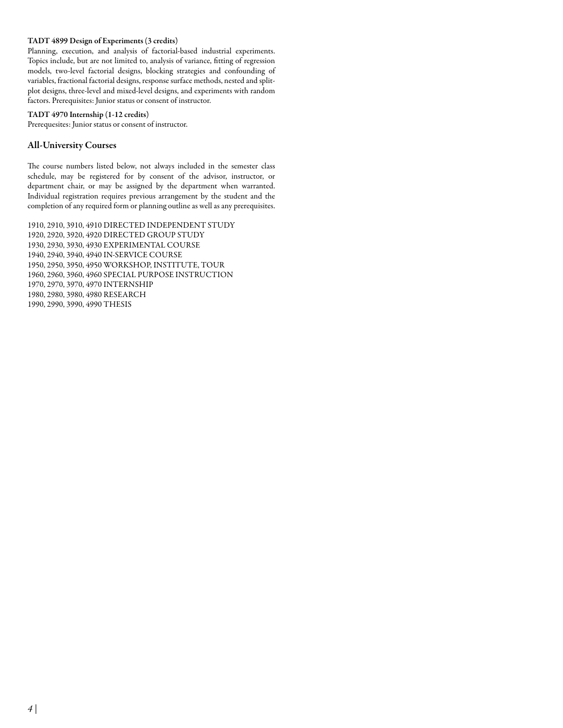**TADT 4899 Design of Experiments (3 credits)**
Planning, execution, and analysis of factorial-based industrial experiments. Topics include, but are not limited to, analysis of variance, fitting of regression models, two-level factorial designs, blocking strategies and confounding of variables, fractional factorial designs, response surface methods, nested and split-plot designs, three-level and mixed-level designs, and experiments with random factors. Prerequisites: Junior status or consent of instructor.

**TADT 4970 Internship (1-12 credits)**
Prerequesites: Junior status or consent of instructor.

## All-University Courses

The course numbers listed below, not always included in the semester class schedule, may be registered for by consent of the advisor, instructor, or department chair, or may be assigned by the department when warranted. Individual registration requires previous arrangement by the student and the completion of any required form or planning outline as well as any prerequisites.

1910, 2910, 3910, 4910 DIRECTED INDEPENDENT STUDY
1920, 2920, 3920, 4920 DIRECTED GROUP STUDY
1930, 2930, 3930, 4930 EXPERIMENTAL COURSE
1940, 2940, 3940, 4940 IN-SERVICE COURSE
1950, 2950, 3950, 4950 WORKSHOP, INSTITUTE, TOUR
1960, 2960, 3960, 4960 SPECIAL PURPOSE INSTRUCTION
1970, 2970, 3970, 4970 INTERNSHIP
1980, 2980, 3980, 4980 RESEARCH
1990, 2990, 3990, 4990 THESIS